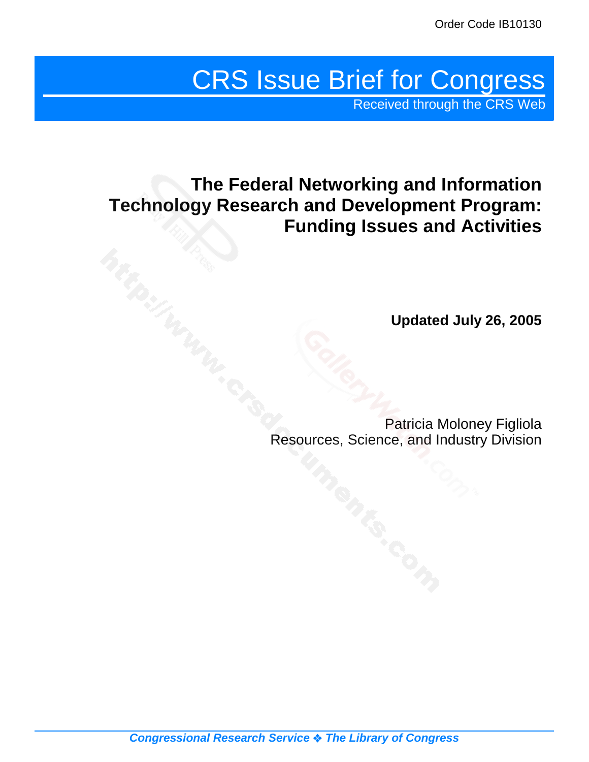Order Code IB10130

# CRS Issue Brief for Congress

Received through the CRS Web

## The Federal Networking and Information Technology Research and Development Program: Funding Issues and Activities

**Updated July 26, 2005**

Patricia Moloney Figliola
Resources, Science, and Industry Division

***Congressional Research Service ❖ The Library of Congress***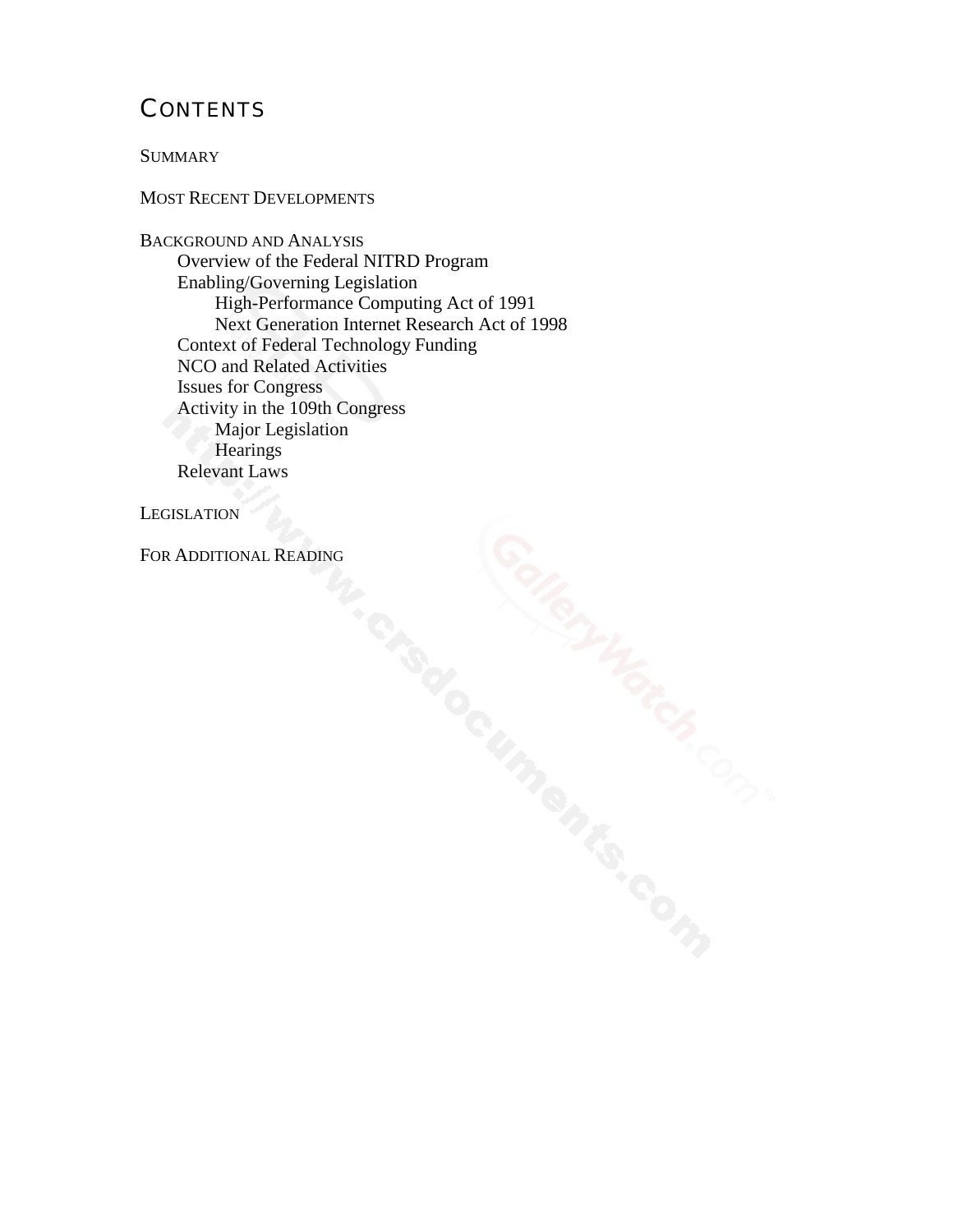# CONTENTS

SUMMARY

MOST RECENT DEVELOPMENTS

BACKGROUND AND ANALYSIS

- Overview of the Federal NITRD Program
- Enabling/Governing Legislation
  - High-Performance Computing Act of 1991
  - Next Generation Internet Research Act of 1998
- Context of Federal Technology Funding
- NCO and Related Activities
- Issues for Congress
- Activity in the 109th Congress
  - Major Legislation
  - Hearings
- Relevant Laws

LEGISLATION

FOR ADDITIONAL READING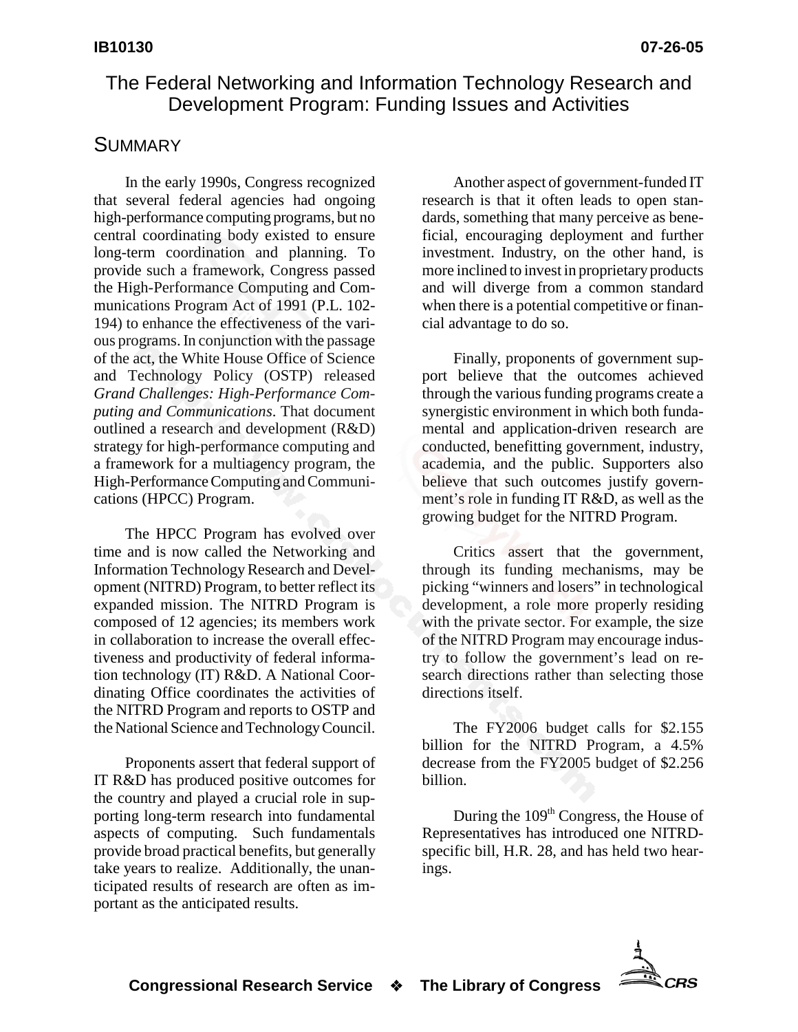# The Federal Networking and Information Technology Research and Development Program: Funding Issues and Activities

## SUMMARY

In the early 1990s, Congress recognized that several federal agencies had ongoing high-performance computing programs, but no central coordinating body existed to ensure long-term coordination and planning. To provide such a framework, Congress passed the High-Performance Computing and Communications Program Act of 1991 (P.L. 102-194) to enhance the effectiveness of the various programs. In conjunction with the passage of the act, the White House Office of Science and Technology Policy (OSTP) released *Grand Challenges: High-Performance Computing and Communications*. That document outlined a research and development (R&D) strategy for high-performance computing and a framework for a multiagency program, the High-Performance Computing and Communications (HPCC) Program.

The HPCC Program has evolved over time and is now called the Networking and Information Technology Research and Development (NITRD) Program, to better reflect its expanded mission. The NITRD Program is composed of 12 agencies; its members work in collaboration to increase the overall effectiveness and productivity of federal information technology (IT) R&D. A National Coordinating Office coordinates the activities of the NITRD Program and reports to OSTP and the National Science and Technology Council.

Proponents assert that federal support of IT R&D has produced positive outcomes for the country and played a crucial role in supporting long-term research into fundamental aspects of computing. Such fundamentals provide broad practical benefits, but generally take years to realize. Additionally, the unanticipated results of research are often as important as the anticipated results.

Another aspect of government-funded IT research is that it often leads to open standards, something that many perceive as beneficial, encouraging deployment and further investment. Industry, on the other hand, is more inclined to invest in proprietary products and will diverge from a common standard when there is a potential competitive or financial advantage to do so.

Finally, proponents of government support believe that the outcomes achieved through the various funding programs create a synergistic environment in which both fundamental and application-driven research are conducted, benefitting government, industry, academia, and the public. Supporters also believe that such outcomes justify government's role in funding IT R&D, as well as the growing budget for the NITRD Program.

Critics assert that the government, through its funding mechanisms, may be picking "winners and losers" in technological development, a role more properly residing with the private sector. For example, the size of the NITRD Program may encourage industry to follow the government's lead on research directions rather than selecting those directions itself.

The FY2006 budget calls for $2.155 billion for the NITRD Program, a 4.5% decrease from the FY2005 budget of $2.256 billion.

During the 109th Congress, the House of Representatives has introduced one NITRD-specific bill, H.R. 28, and has held two hearings.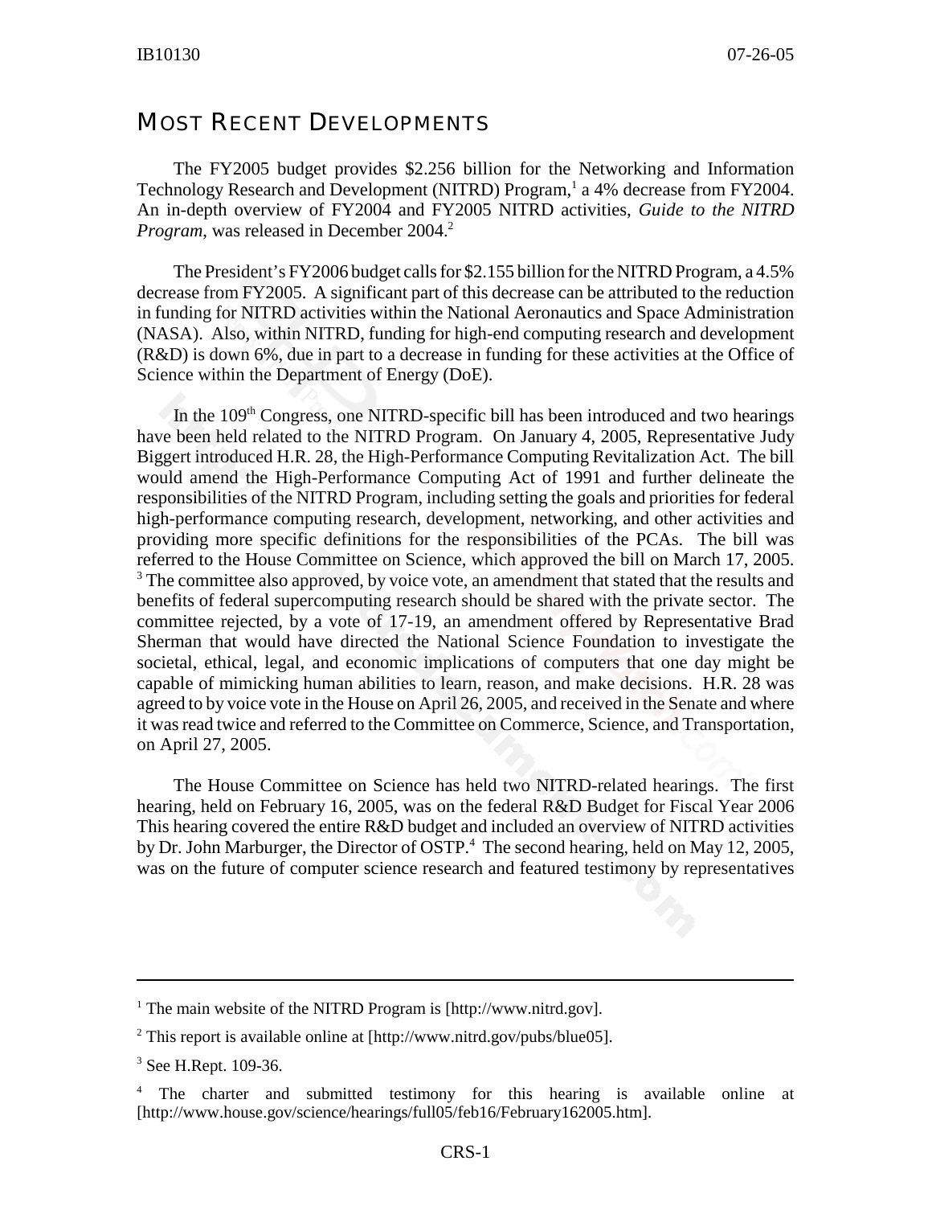## MOST RECENT DEVELOPMENTS

The FY2005 budget provides $2.256 billion for the Networking and Information Technology Research and Development (NITRD) Program,[1] a 4% decrease from FY2004. An in-depth overview of FY2004 and FY2005 NITRD activities, *Guide to the NITRD Program*, was released in December 2004.[2]

The President's FY2006 budget calls for $2.155 billion for the NITRD Program, a 4.5% decrease from FY2005. A significant part of this decrease can be attributed to the reduction in funding for NITRD activities within the National Aeronautics and Space Administration (NASA). Also, within NITRD, funding for high-end computing research and development (R&D) is down 6%, due in part to a decrease in funding for these activities at the Office of Science within the Department of Energy (DoE).

In the 109th Congress, one NITRD-specific bill has been introduced and two hearings have been held related to the NITRD Program. On January 4, 2005, Representative Judy Biggert introduced H.R. 28, the High-Performance Computing Revitalization Act. The bill would amend the High-Performance Computing Act of 1991 and further delineate the responsibilities of the NITRD Program, including setting the goals and priorities for federal high-performance computing research, development, networking, and other activities and providing more specific definitions for the responsibilities of the PCAs. The bill was referred to the House Committee on Science, which approved the bill on March 17, 2005.[3] The committee also approved, by voice vote, an amendment that stated that the results and benefits of federal supercomputing research should be shared with the private sector. The committee rejected, by a vote of 17-19, an amendment offered by Representative Brad Sherman that would have directed the National Science Foundation to investigate the societal, ethical, legal, and economic implications of computers that one day might be capable of mimicking human abilities to learn, reason, and make decisions. H.R. 28 was agreed to by voice vote in the House on April 26, 2005, and received in the Senate and where it was read twice and referred to the Committee on Commerce, Science, and Transportation, on April 27, 2005.

The House Committee on Science has held two NITRD-related hearings. The first hearing, held on February 16, 2005, was on the federal R&D Budget for Fiscal Year 2006 This hearing covered the entire R&D budget and included an overview of NITRD activities by Dr. John Marburger, the Director of OSTP.[4] The second hearing, held on May 12, 2005, was on the future of computer science research and featured testimony by representatives

---

[1] The main website of the NITRD Program is [http://www.nitrd.gov].

[2] This report is available online at [http://www.nitrd.gov/pubs/blue05].

[3] See H.Rept. 109-36.

[4] The charter and submitted testimony for this hearing is available online at [http://www.house.gov/science/hearings/full05/feb16/February162005.htm].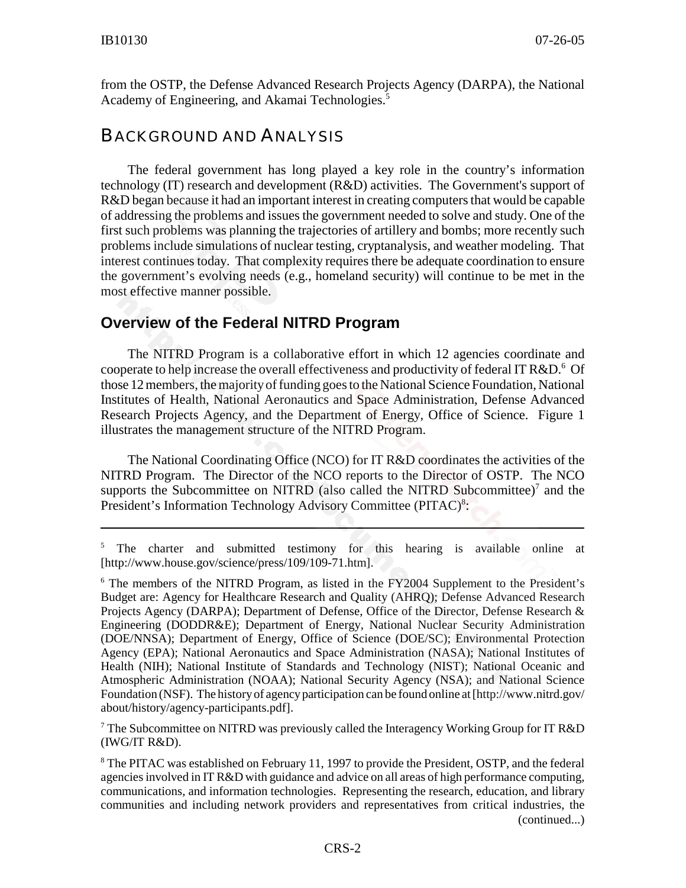from the OSTP, the Defense Advanced Research Projects Agency (DARPA), the National Academy of Engineering, and Akamai Technologies.[5]

## Background and Analysis

The federal government has long played a key role in the country's information technology (IT) research and development (R&D) activities. The Government's support of R&D began because it had an important interest in creating computers that would be capable of addressing the problems and issues the government needed to solve and study. One of the first such problems was planning the trajectories of artillery and bombs; more recently such problems include simulations of nuclear testing, cryptanalysis, and weather modeling. That interest continues today. That complexity requires there be adequate coordination to ensure the government's evolving needs (e.g., homeland security) will continue to be met in the most effective manner possible.

### Overview of the Federal NITRD Program

The NITRD Program is a collaborative effort in which 12 agencies coordinate and cooperate to help increase the overall effectiveness and productivity of federal IT R&D.[6] Of those 12 members, the majority of funding goes to the National Science Foundation, National Institutes of Health, National Aeronautics and Space Administration, Defense Advanced Research Projects Agency, and the Department of Energy, Office of Science. Figure 1 illustrates the management structure of the NITRD Program.

The National Coordinating Office (NCO) for IT R&D coordinates the activities of the NITRD Program. The Director of the NCO reports to the Director of OSTP. The NCO supports the Subcommittee on NITRD (also called the NITRD Subcommittee)[7] and the President's Information Technology Advisory Committee (PITAC)[8]:

---

[5] The charter and submitted testimony for this hearing is available online at [http://www.house.gov/science/press/109/109-71.htm].

[6] The members of the NITRD Program, as listed in the FY2004 Supplement to the President's Budget are: Agency for Healthcare Research and Quality (AHRQ); Defense Advanced Research Projects Agency (DARPA); Department of Defense, Office of the Director, Defense Research & Engineering (DODDR&E); Department of Energy, National Nuclear Security Administration (DOE/NNSA); Department of Energy, Office of Science (DOE/SC); Environmental Protection Agency (EPA); National Aeronautics and Space Administration (NASA); National Institutes of Health (NIH); National Institute of Standards and Technology (NIST); National Oceanic and Atmospheric Administration (NOAA); National Security Agency (NSA); and National Science Foundation (NSF). The history of agency participation can be found online at [http://www.nitrd.gov/about/history/agency-participants.pdf].

[7] The Subcommittee on NITRD was previously called the Interagency Working Group for IT R&D (IWG/IT R&D).

[8] The PITAC was established on February 11, 1997 to provide the President, OSTP, and the federal agencies involved in IT R&D with guidance and advice on all areas of high performance computing, communications, and information technologies. Representing the research, education, and library communities and including network providers and representatives from critical industries, the (continued...)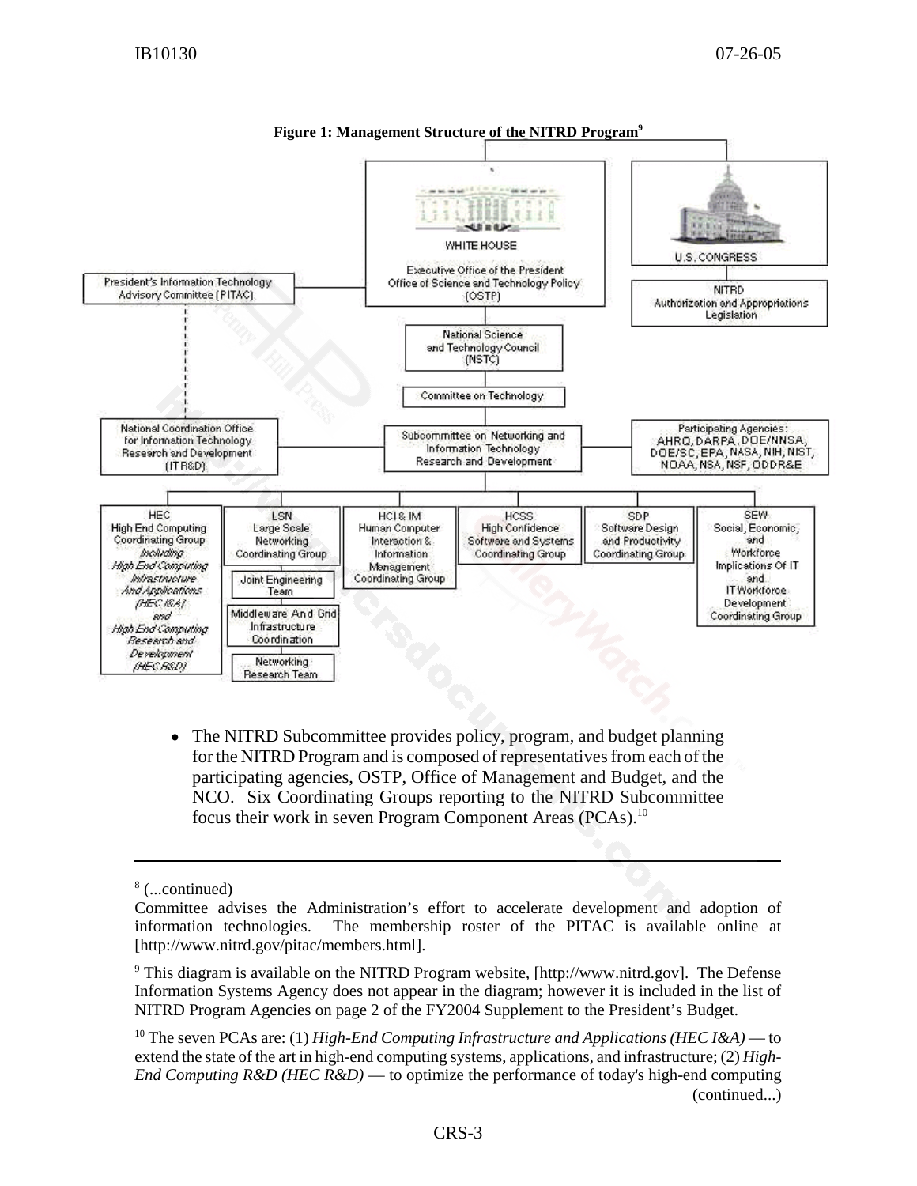**Figure 1: Management Structure of the NITRD Program**[9]

- The NITRD Subcommittee provides policy, program, and budget planning for the NITRD Program and is composed of representatives from each of the participating agencies, OSTP, Office of Management and Budget, and the NCO. Six Coordinating Groups reporting to the NITRD Subcommittee focus their work in seven Program Component Areas (PCAs).[10]

---

[8] (...continued)
Committee advises the Administration's effort to accelerate development and adoption of information technologies. The membership roster of the PITAC is available online at [http://www.nitrd.gov/pitac/members.html].

[9] This diagram is available on the NITRD Program website, [http://www.nitrd.gov]. The Defense Information Systems Agency does not appear in the diagram; however it is included in the list of NITRD Program Agencies on page 2 of the FY2004 Supplement to the President's Budget.

[10] The seven PCAs are: (1) *High-End Computing Infrastructure and Applications (HEC I&A)* — to extend the state of the art in high-end computing systems, applications, and infrastructure; (2) *High-End Computing R&D (HEC R&D)* — to optimize the performance of today's high-end computing (continued...)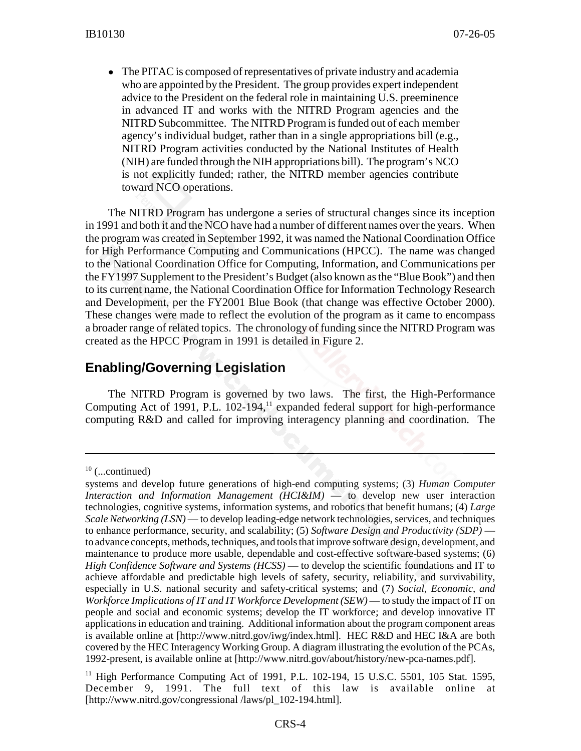- The PITAC is composed of representatives of private industry and academia who are appointed by the President. The group provides expert independent advice to the President on the federal role in maintaining U.S. preeminence in advanced IT and works with the NITRD Program agencies and the NITRD Subcommittee. The NITRD Program is funded out of each member agency's individual budget, rather than in a single appropriations bill (e.g., NITRD Program activities conducted by the National Institutes of Health (NIH) are funded through the NIH appropriations bill). The program's NCO is not explicitly funded; rather, the NITRD member agencies contribute toward NCO operations.

The NITRD Program has undergone a series of structural changes since its inception in 1991 and both it and the NCO have had a number of different names over the years. When the program was created in September 1992, it was named the National Coordination Office for High Performance Computing and Communications (HPCC). The name was changed to the National Coordination Office for Computing, Information, and Communications per the FY1997 Supplement to the President's Budget (also known as the "Blue Book") and then to its current name, the National Coordination Office for Information Technology Research and Development, per the FY2001 Blue Book (that change was effective October 2000). These changes were made to reflect the evolution of the program as it came to encompass a broader range of related topics. The chronology of funding since the NITRD Program was created as the HPCC Program in 1991 is detailed in Figure 2.

## Enabling/Governing Legislation

The NITRD Program is governed by two laws. The first, the High-Performance Computing Act of 1991, P.L. 102-194,[11] expanded federal support for high-performance computing R&D and called for improving interagency planning and coordination. The

---

[10] (...continued)

systems and develop future generations of high-end computing systems; (3) *Human Computer Interaction and Information Management (HCI&IM)* — to develop new user interaction technologies, cognitive systems, information systems, and robotics that benefit humans; (4) *Large Scale Networking (LSN)* — to develop leading-edge network technologies, services, and techniques to enhance performance, security, and scalability; (5) *Software Design and Productivity (SDP)* — to advance concepts, methods, techniques, and tools that improve software design, development, and maintenance to produce more usable, dependable and cost-effective software-based systems; (6) *High Confidence Software and Systems (HCSS)* — to develop the scientific foundations and IT to achieve affordable and predictable high levels of safety, security, reliability, and survivability, especially in U.S. national security and safety-critical systems; and (7) *Social, Economic, and Workforce Implications of IT and IT Workforce Development (SEW)* — to study the impact of IT on people and social and economic systems; develop the IT workforce; and develop innovative IT applications in education and training. Additional information about the program component areas is available online at [http://www.nitrd.gov/iwg/index.html]. HEC R&D and HEC I&A are both covered by the HEC Interagency Working Group. A diagram illustrating the evolution of the PCAs, 1992-present, is available online at [http://www.nitrd.gov/about/history/new-pca-names.pdf].

[11] High Performance Computing Act of 1991, P.L. 102-194, 15 U.S.C. 5501, 105 Stat. 1595, December 9, 1991. The full text of this law is available online at [http://www.nitrd.gov/congressional /laws/pl_102-194.html].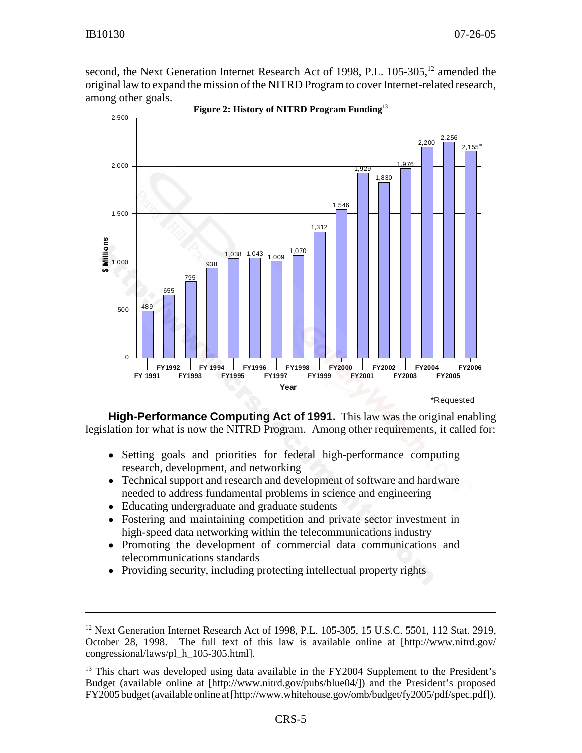second, the Next Generation Internet Research Act of 1998, P.L. 105-305,[12] amended the original law to expand the mission of the NITRD Program to cover Internet-related research, among other goals.

**Figure 2: History of NITRD Program Funding**[13]

| Year | $ Millions |
|---|---|
| FY 1991 | 489 |
| FY1992 | 655 |
| FY1993 | 795 |
| FY 1994 | 938 |
| FY1995 | 1,038 |
| FY1996 | 1,043 |
| FY1997 | 1,009 |
| FY1998 | 1,070 |
| FY1999 | 1,312 |
| FY2000 | 1,546 |
| FY2001 | 1,929 |
| FY2002 | 1,830 |
| FY2003 | 1,976 |
| FY2004 | 2,200 |
| FY2005 | 2,256 |
| FY2006 | 2,155* |

*Requested

**High-Performance Computing Act of 1991.** This law was the original enabling legislation for what is now the NITRD Program. Among other requirements, it called for:

- Setting goals and priorities for federal high-performance computing research, development, and networking
- Technical support and research and development of software and hardware needed to address fundamental problems in science and engineering
- Educating undergraduate and graduate students
- Fostering and maintaining competition and private sector investment in high-speed data networking within the telecommunications industry
- Promoting the development of commercial data communications and telecommunications standards
- Providing security, including protecting intellectual property rights

---

[12] Next Generation Internet Research Act of 1998, P.L. 105-305, 15 U.S.C. 5501, 112 Stat. 2919, October 28, 1998. The full text of this law is available online at [http://www.nitrd.gov/congressional/laws/pl_h_105-305.html].

[13] This chart was developed using data available in the FY2004 Supplement to the President's Budget (available online at [http://www.nitrd.gov/pubs/blue04/]) and the President's proposed FY2005 budget (available online at [http://www.whitehouse.gov/omb/budget/fy2005/pdf/spec.pdf]).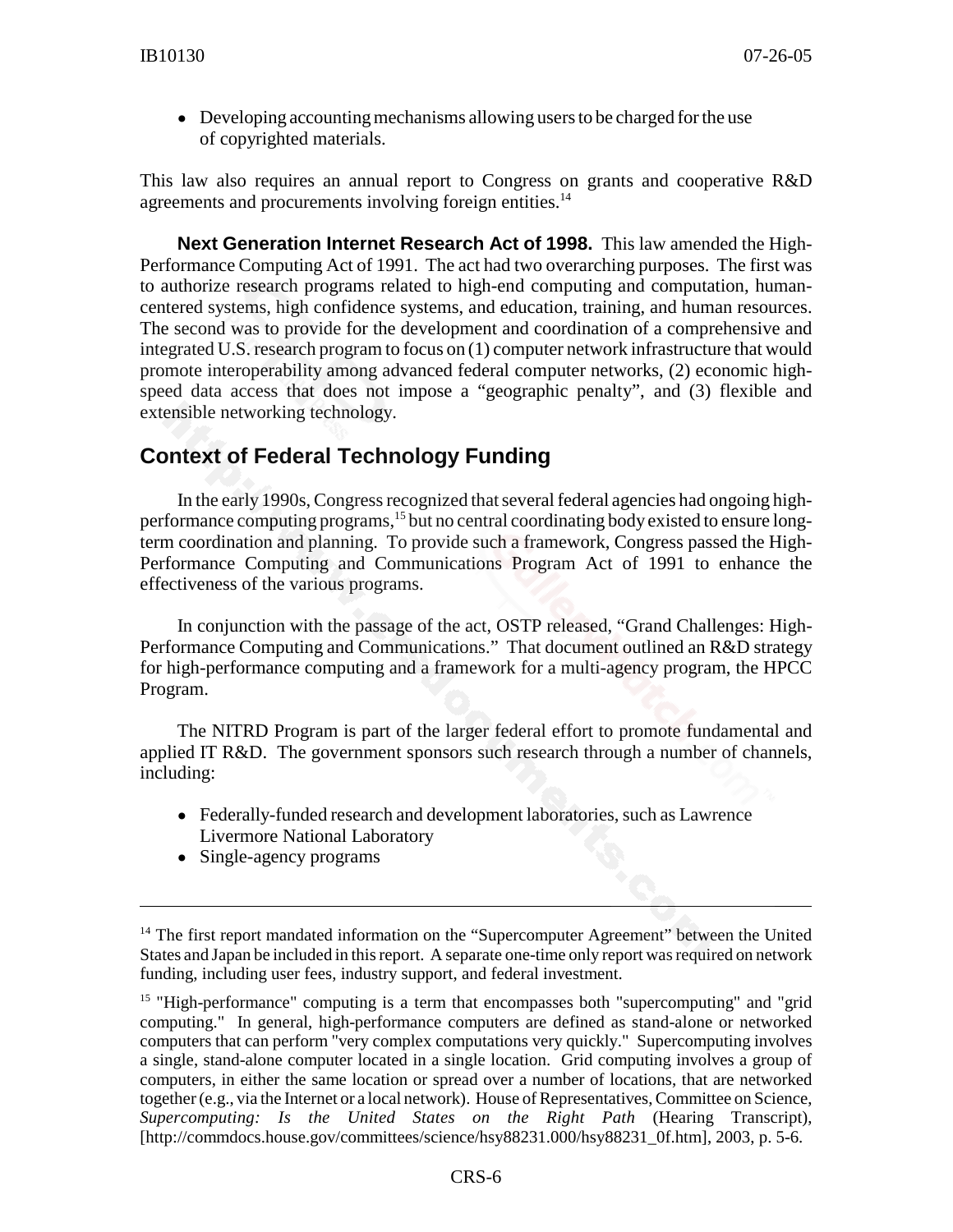- Developing accounting mechanisms allowing users to be charged for the use of copyrighted materials.

This law also requires an annual report to Congress on grants and cooperative R&D agreements and procurements involving foreign entities.[14]

**Next Generation Internet Research Act of 1998.** This law amended the High-Performance Computing Act of 1991. The act had two overarching purposes. The first was to authorize research programs related to high-end computing and computation, human-centered systems, high confidence systems, and education, training, and human resources. The second was to provide for the development and coordination of a comprehensive and integrated U.S. research program to focus on (1) computer network infrastructure that would promote interoperability among advanced federal computer networks, (2) economic high-speed data access that does not impose a "geographic penalty", and (3) flexible and extensible networking technology.

## Context of Federal Technology Funding

In the early 1990s, Congress recognized that several federal agencies had ongoing high-performance computing programs,[15] but no central coordinating body existed to ensure long-term coordination and planning. To provide such a framework, Congress passed the High-Performance Computing and Communications Program Act of 1991 to enhance the effectiveness of the various programs.

In conjunction with the passage of the act, OSTP released, "Grand Challenges: High-Performance Computing and Communications." That document outlined an R&D strategy for high-performance computing and a framework for a multi-agency program, the HPCC Program.

The NITRD Program is part of the larger federal effort to promote fundamental and applied IT R&D. The government sponsors such research through a number of channels, including:

- Federally-funded research and development laboratories, such as Lawrence Livermore National Laboratory
- Single-agency programs

---

[14] The first report mandated information on the "Supercomputer Agreement" between the United States and Japan be included in this report. A separate one-time only report was required on network funding, including user fees, industry support, and federal investment.

[15] "High-performance" computing is a term that encompasses both "supercomputing" and "grid computing." In general, high-performance computers are defined as stand-alone or networked computers that can perform "very complex computations very quickly." Supercomputing involves a single, stand-alone computer located in a single location. Grid computing involves a group of computers, in either the same location or spread over a number of locations, that are networked together (e.g., via the Internet or a local network). House of Representatives, Committee on Science, *Supercomputing: Is the United States on the Right Path* (Hearing Transcript), [http://commdocs.house.gov/committees/science/hsy88231.000/hsy88231_0f.htm], 2003, p. 5-6.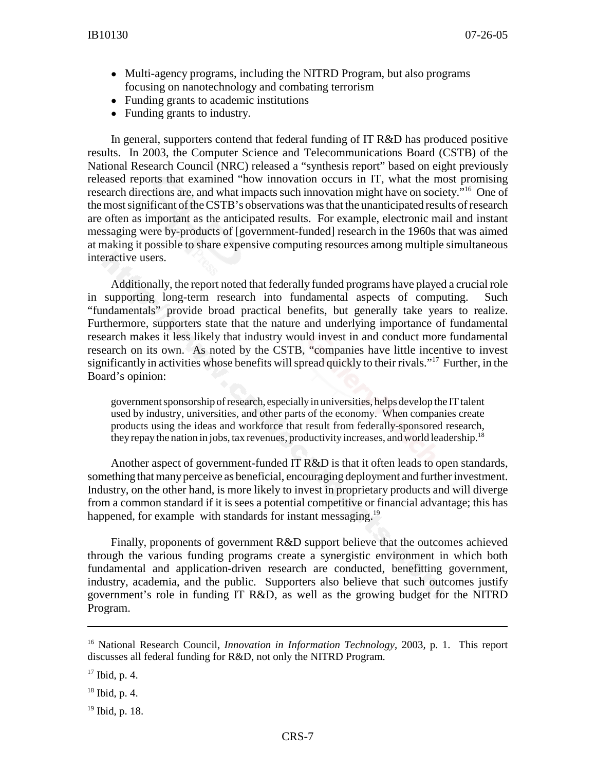- Multi-agency programs, including the NITRD Program, but also programs focusing on nanotechnology and combating terrorism
- Funding grants to academic institutions
- Funding grants to industry.

In general, supporters contend that federal funding of IT R&D has produced positive results. In 2003, the Computer Science and Telecommunications Board (CSTB) of the National Research Council (NRC) released a "synthesis report" based on eight previously released reports that examined "how innovation occurs in IT, what the most promising research directions are, and what impacts such innovation might have on society."[16] One of the most significant of the CSTB's observations was that the unanticipated results of research are often as important as the anticipated results. For example, electronic mail and instant messaging were by-products of [government-funded] research in the 1960s that was aimed at making it possible to share expensive computing resources among multiple simultaneous interactive users.

Additionally, the report noted that federally funded programs have played a crucial role in supporting long-term research into fundamental aspects of computing. Such "fundamentals" provide broad practical benefits, but generally take years to realize. Furthermore, supporters state that the nature and underlying importance of fundamental research makes it less likely that industry would invest in and conduct more fundamental research on its own. As noted by the CSTB, "companies have little incentive to invest significantly in activities whose benefits will spread quickly to their rivals."[17] Further, in the Board's opinion:

> government sponsorship of research, especially in universities, helps develop the IT talent used by industry, universities, and other parts of the economy. When companies create products using the ideas and workforce that result from federally-sponsored research, they repay the nation in jobs, tax revenues, productivity increases, and world leadership.[18]

Another aspect of government-funded IT R&D is that it often leads to open standards, something that many perceive as beneficial, encouraging deployment and further investment. Industry, on the other hand, is more likely to invest in proprietary products and will diverge from a common standard if it is sees a potential competitive or financial advantage; this has happened, for example with standards for instant messaging.[19]

Finally, proponents of government R&D support believe that the outcomes achieved through the various funding programs create a synergistic environment in which both fundamental and application-driven research are conducted, benefitting government, industry, academia, and the public. Supporters also believe that such outcomes justify government's role in funding IT R&D, as well as the growing budget for the NITRD Program.

---

[16] National Research Council, *Innovation in Information Technology*, 2003, p. 1. This report discusses all federal funding for R&D, not only the NITRD Program.

[17] Ibid, p. 4.

[18] Ibid, p. 4.

[19] Ibid, p. 18.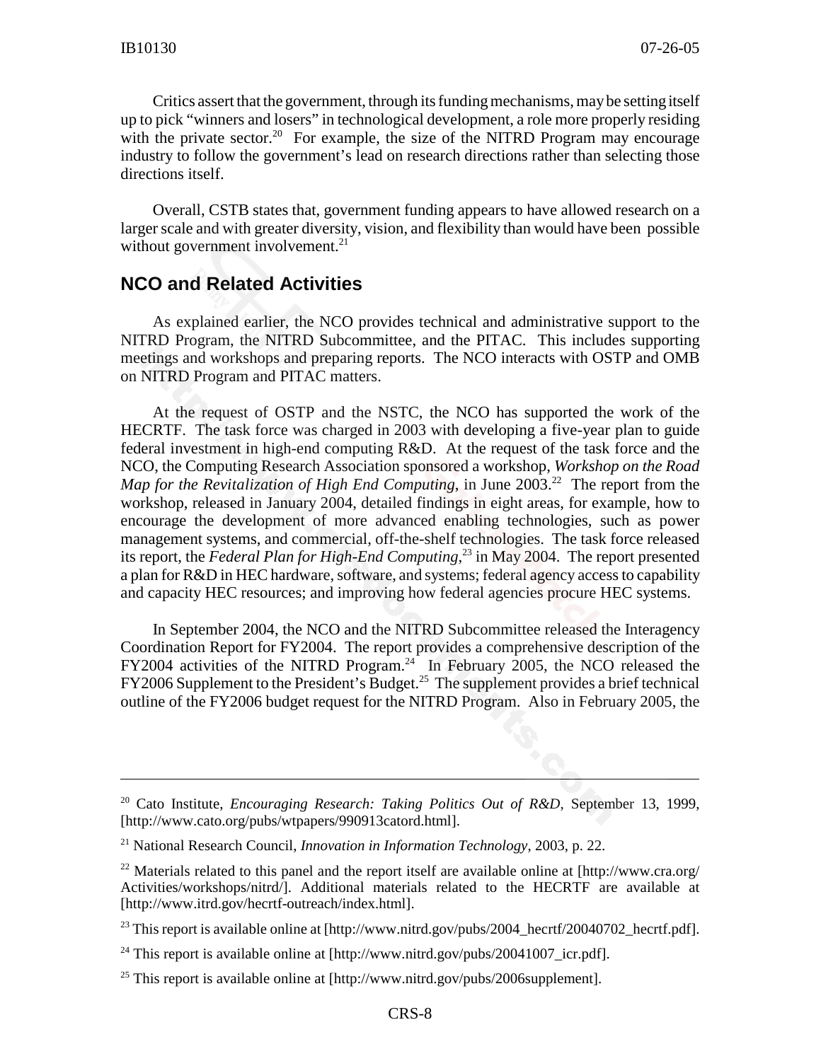Critics assert that the government, through its funding mechanisms, may be setting itself up to pick "winners and losers" in technological development, a role more properly residing with the private sector.[20] For example, the size of the NITRD Program may encourage industry to follow the government's lead on research directions rather than selecting those directions itself.

Overall, CSTB states that, government funding appears to have allowed research on a larger scale and with greater diversity, vision, and flexibility than would have been possible without government involvement.[21]

## NCO and Related Activities

As explained earlier, the NCO provides technical and administrative support to the NITRD Program, the NITRD Subcommittee, and the PITAC. This includes supporting meetings and workshops and preparing reports. The NCO interacts with OSTP and OMB on NITRD Program and PITAC matters.

At the request of OSTP and the NSTC, the NCO has supported the work of the HECRTF. The task force was charged in 2003 with developing a five-year plan to guide federal investment in high-end computing R&D. At the request of the task force and the NCO, the Computing Research Association sponsored a workshop, *Workshop on the Road Map for the Revitalization of High End Computing*, in June 2003.[22] The report from the workshop, released in January 2004, detailed findings in eight areas, for example, how to encourage the development of more advanced enabling technologies, such as power management systems, and commercial, off-the-shelf technologies. The task force released its report, the *Federal Plan for High-End Computing*,[23] in May 2004. The report presented a plan for R&D in HEC hardware, software, and systems; federal agency access to capability and capacity HEC resources; and improving how federal agencies procure HEC systems.

In September 2004, the NCO and the NITRD Subcommittee released the Interagency Coordination Report for FY2004. The report provides a comprehensive description of the FY2004 activities of the NITRD Program.[24] In February 2005, the NCO released the FY2006 Supplement to the President's Budget.[25] The supplement provides a brief technical outline of the FY2006 budget request for the NITRD Program. Also in February 2005, the

---

[20] Cato Institute, *Encouraging Research: Taking Politics Out of R&D*, September 13, 1999, [http://www.cato.org/pubs/wtpapers/990913catord.html].

[21] National Research Council, *Innovation in Information Technology*, 2003, p. 22.

[22] Materials related to this panel and the report itself are available online at [http://www.cra.org/Activities/workshops/nitrd/]. Additional materials related to the HECRTF are available at [http://www.itrd.gov/hecrtf-outreach/index.html].

[23] This report is available online at [http://www.nitrd.gov/pubs/2004_hecrtf/20040702_hecrtf.pdf].

[24] This report is available online at [http://www.nitrd.gov/pubs/20041007_icr.pdf].

[25] This report is available online at [http://www.nitrd.gov/pubs/2006supplement].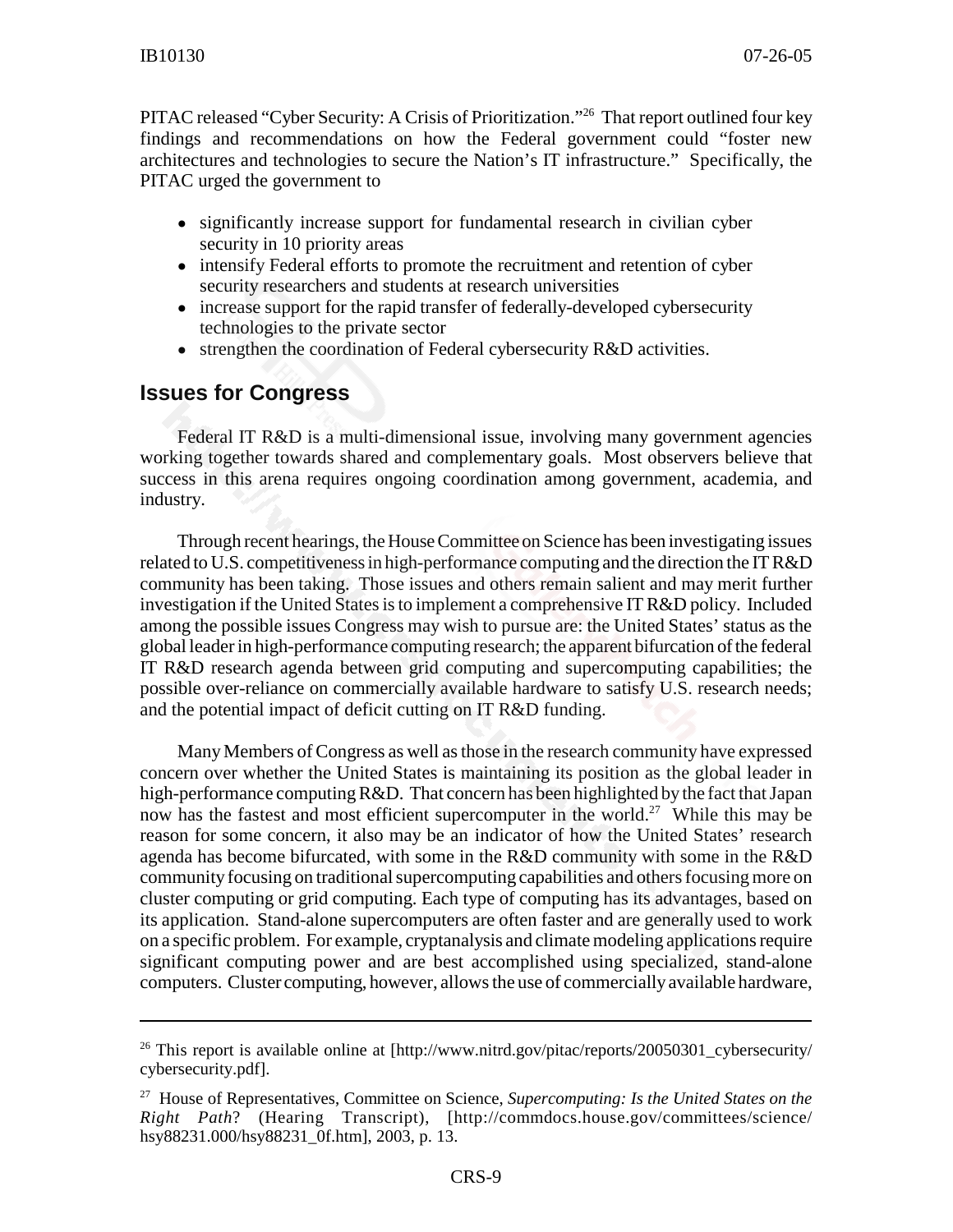PITAC released "Cyber Security: A Crisis of Prioritization."[26] That report outlined four key findings and recommendations on how the Federal government could "foster new architectures and technologies to secure the Nation's IT infrastructure." Specifically, the PITAC urged the government to

- significantly increase support for fundamental research in civilian cyber security in 10 priority areas
- intensify Federal efforts to promote the recruitment and retention of cyber security researchers and students at research universities
- increase support for the rapid transfer of federally-developed cybersecurity technologies to the private sector
- strengthen the coordination of Federal cybersecurity R&D activities.

## Issues for Congress

Federal IT R&D is a multi-dimensional issue, involving many government agencies working together towards shared and complementary goals. Most observers believe that success in this arena requires ongoing coordination among government, academia, and industry.

Through recent hearings, the House Committee on Science has been investigating issues related to U.S. competitiveness in high-performance computing and the direction the IT R&D community has been taking. Those issues and others remain salient and may merit further investigation if the United States is to implement a comprehensive IT R&D policy. Included among the possible issues Congress may wish to pursue are: the United States' status as the global leader in high-performance computing research; the apparent bifurcation of the federal IT R&D research agenda between grid computing and supercomputing capabilities; the possible over-reliance on commercially available hardware to satisfy U.S. research needs; and the potential impact of deficit cutting on IT R&D funding.

Many Members of Congress as well as those in the research community have expressed concern over whether the United States is maintaining its position as the global leader in high-performance computing R&D. That concern has been highlighted by the fact that Japan now has the fastest and most efficient supercomputer in the world.[27] While this may be reason for some concern, it also may be an indicator of how the United States' research agenda has become bifurcated, with some in the R&D community with some in the R&D community focusing on traditional supercomputing capabilities and others focusing more on cluster computing or grid computing. Each type of computing has its advantages, based on its application. Stand-alone supercomputers are often faster and are generally used to work on a specific problem. For example, cryptanalysis and climate modeling applications require significant computing power and are best accomplished using specialized, stand-alone computers. Cluster computing, however, allows the use of commercially available hardware,

---

[26] This report is available online at [http://www.nitrd.gov/pitac/reports/20050301_cybersecurity/cybersecurity.pdf].

[27] House of Representatives, Committee on Science, *Supercomputing: Is the United States on the Right Path*? (Hearing Transcript), [http://commdocs.house.gov/committees/science/hsy88231.000/hsy88231_0f.htm], 2003, p. 13.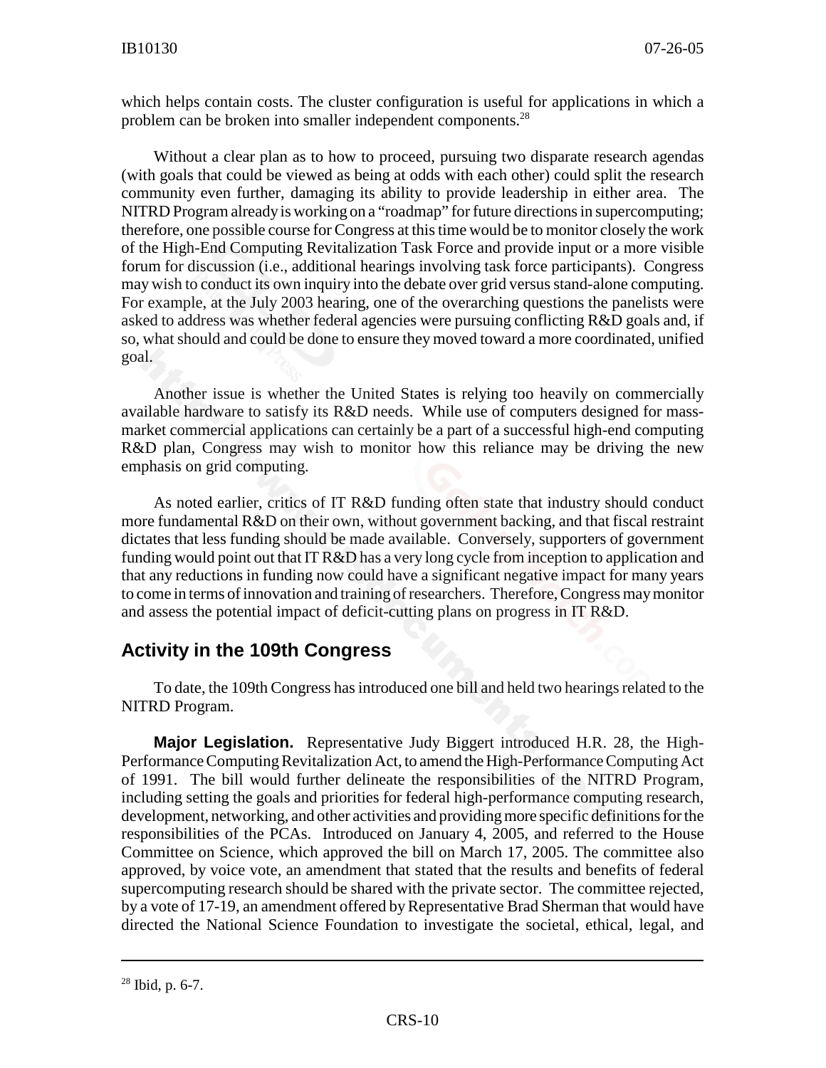which helps contain costs. The cluster configuration is useful for applications in which a problem can be broken into smaller independent components.[28]

Without a clear plan as to how to proceed, pursuing two disparate research agendas (with goals that could be viewed as being at odds with each other) could split the research community even further, damaging its ability to provide leadership in either area. The NITRD Program already is working on a "roadmap" for future directions in supercomputing; therefore, one possible course for Congress at this time would be to monitor closely the work of the High-End Computing Revitalization Task Force and provide input or a more visible forum for discussion (i.e., additional hearings involving task force participants). Congress may wish to conduct its own inquiry into the debate over grid versus stand-alone computing. For example, at the July 2003 hearing, one of the overarching questions the panelists were asked to address was whether federal agencies were pursuing conflicting R&D goals and, if so, what should and could be done to ensure they moved toward a more coordinated, unified goal.

Another issue is whether the United States is relying too heavily on commercially available hardware to satisfy its R&D needs. While use of computers designed for mass-market commercial applications can certainly be a part of a successful high-end computing R&D plan, Congress may wish to monitor how this reliance may be driving the new emphasis on grid computing.

As noted earlier, critics of IT R&D funding often state that industry should conduct more fundamental R&D on their own, without government backing, and that fiscal restraint dictates that less funding should be made available. Conversely, supporters of government funding would point out that IT R&D has a very long cycle from inception to application and that any reductions in funding now could have a significant negative impact for many years to come in terms of innovation and training of researchers. Therefore, Congress may monitor and assess the potential impact of deficit-cutting plans on progress in IT R&D.

## Activity in the 109th Congress

To date, the 109th Congress has introduced one bill and held two hearings related to the NITRD Program.

**Major Legislation.** Representative Judy Biggert introduced H.R. 28, the High-Performance Computing Revitalization Act, to amend the High-Performance Computing Act of 1991. The bill would further delineate the responsibilities of the NITRD Program, including setting the goals and priorities for federal high-performance computing research, development, networking, and other activities and providing more specific definitions for the responsibilities of the PCAs. Introduced on January 4, 2005, and referred to the House Committee on Science, which approved the bill on March 17, 2005. The committee also approved, by voice vote, an amendment that stated that the results and benefits of federal supercomputing research should be shared with the private sector. The committee rejected, by a vote of 17-19, an amendment offered by Representative Brad Sherman that would have directed the National Science Foundation to investigate the societal, ethical, legal, and

---

[28] Ibid, p. 6-7.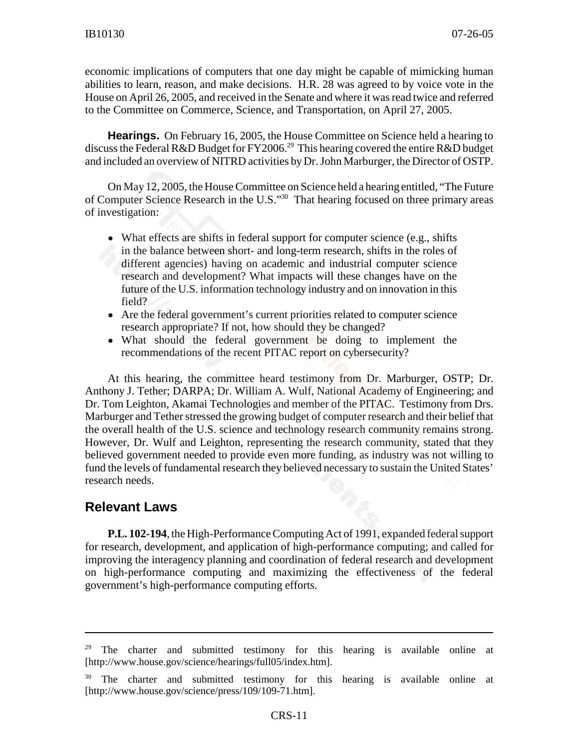economic implications of computers that one day might be capable of mimicking human abilities to learn, reason, and make decisions. H.R. 28 was agreed to by voice vote in the House on April 26, 2005, and received in the Senate and where it was read twice and referred to the Committee on Commerce, Science, and Transportation, on April 27, 2005.

**Hearings.** On February 16, 2005, the House Committee on Science held a hearing to discuss the Federal R&D Budget for FY2006.[29] This hearing covered the entire R&D budget and included an overview of NITRD activities by Dr. John Marburger, the Director of OSTP.

On May 12, 2005, the House Committee on Science held a hearing entitled, "The Future of Computer Science Research in the U.S."[30] That hearing focused on three primary areas of investigation:

- What effects are shifts in federal support for computer science (e.g., shifts in the balance between short- and long-term research, shifts in the roles of different agencies) having on academic and industrial computer science research and development? What impacts will these changes have on the future of the U.S. information technology industry and on innovation in this field?
- Are the federal government's current priorities related to computer science research appropriate? If not, how should they be changed?
- What should the federal government be doing to implement the recommendations of the recent PITAC report on cybersecurity?

At this hearing, the committee heard testimony from Dr. Marburger, OSTP; Dr. Anthony J. Tether; DARPA; Dr. William A. Wulf, National Academy of Engineering; and Dr. Tom Leighton, Akamai Technologies and member of the PITAC. Testimony from Drs. Marburger and Tether stressed the growing budget of computer research and their belief that the overall health of the U.S. science and technology research community remains strong. However, Dr. Wulf and Leighton, representing the research community, stated that they believed government needed to provide even more funding, as industry was not willing to fund the levels of fundamental research they believed necessary to sustain the United States' research needs.

## Relevant Laws

**P.L. 102-194**, the High-Performance Computing Act of 1991, expanded federal support for research, development, and application of high-performance computing; and called for improving the interagency planning and coordination of federal research and development on high-performance computing and maximizing the effectiveness of the federal government's high-performance computing efforts.

---

[29] The charter and submitted testimony for this hearing is available online at [http://www.house.gov/science/hearings/full05/index.htm].

[30] The charter and submitted testimony for this hearing is available online at [http://www.house.gov/science/press/109/109-71.htm].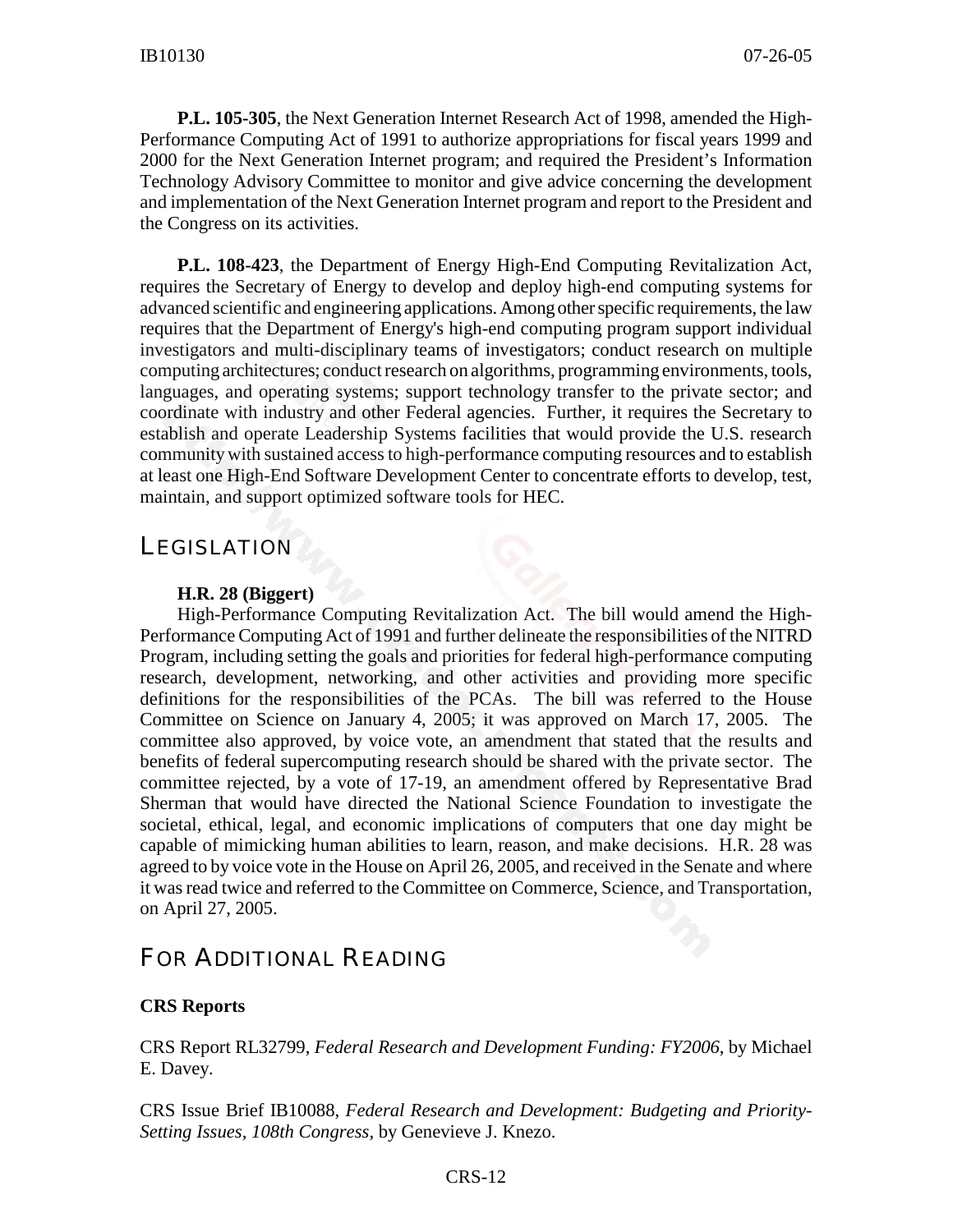**P.L. 105-305**, the Next Generation Internet Research Act of 1998, amended the High-Performance Computing Act of 1991 to authorize appropriations for fiscal years 1999 and 2000 for the Next Generation Internet program; and required the President's Information Technology Advisory Committee to monitor and give advice concerning the development and implementation of the Next Generation Internet program and report to the President and the Congress on its activities.

**P.L. 108-423**, the Department of Energy High-End Computing Revitalization Act, requires the Secretary of Energy to develop and deploy high-end computing systems for advanced scientific and engineering applications. Among other specific requirements, the law requires that the Department of Energy's high-end computing program support individual investigators and multi-disciplinary teams of investigators; conduct research on multiple computing architectures; conduct research on algorithms, programming environments, tools, languages, and operating systems; support technology transfer to the private sector; and coordinate with industry and other Federal agencies. Further, it requires the Secretary to establish and operate Leadership Systems facilities that would provide the U.S. research community with sustained access to high-performance computing resources and to establish at least one High-End Software Development Center to concentrate efforts to develop, test, maintain, and support optimized software tools for HEC.

## LEGISLATION

**H.R. 28 (Biggert)**

High-Performance Computing Revitalization Act. The bill would amend the High-Performance Computing Act of 1991 and further delineate the responsibilities of the NITRD Program, including setting the goals and priorities for federal high-performance computing research, development, networking, and other activities and providing more specific definitions for the responsibilities of the PCAs. The bill was referred to the House Committee on Science on January 4, 2005; it was approved on March 17, 2005. The committee also approved, by voice vote, an amendment that stated that the results and benefits of federal supercomputing research should be shared with the private sector. The committee rejected, by a vote of 17-19, an amendment offered by Representative Brad Sherman that would have directed the National Science Foundation to investigate the societal, ethical, legal, and economic implications of computers that one day might be capable of mimicking human abilities to learn, reason, and make decisions. H.R. 28 was agreed to by voice vote in the House on April 26, 2005, and received in the Senate and where it was read twice and referred to the Committee on Commerce, Science, and Transportation, on April 27, 2005.

## FOR ADDITIONAL READING

**CRS Reports**

CRS Report RL32799, *Federal Research and Development Funding: FY2006*, by Michael E. Davey.

CRS Issue Brief IB10088, *Federal Research and Development: Budgeting and Priority-Setting Issues, 108th Congress*, by Genevieve J. Knezo.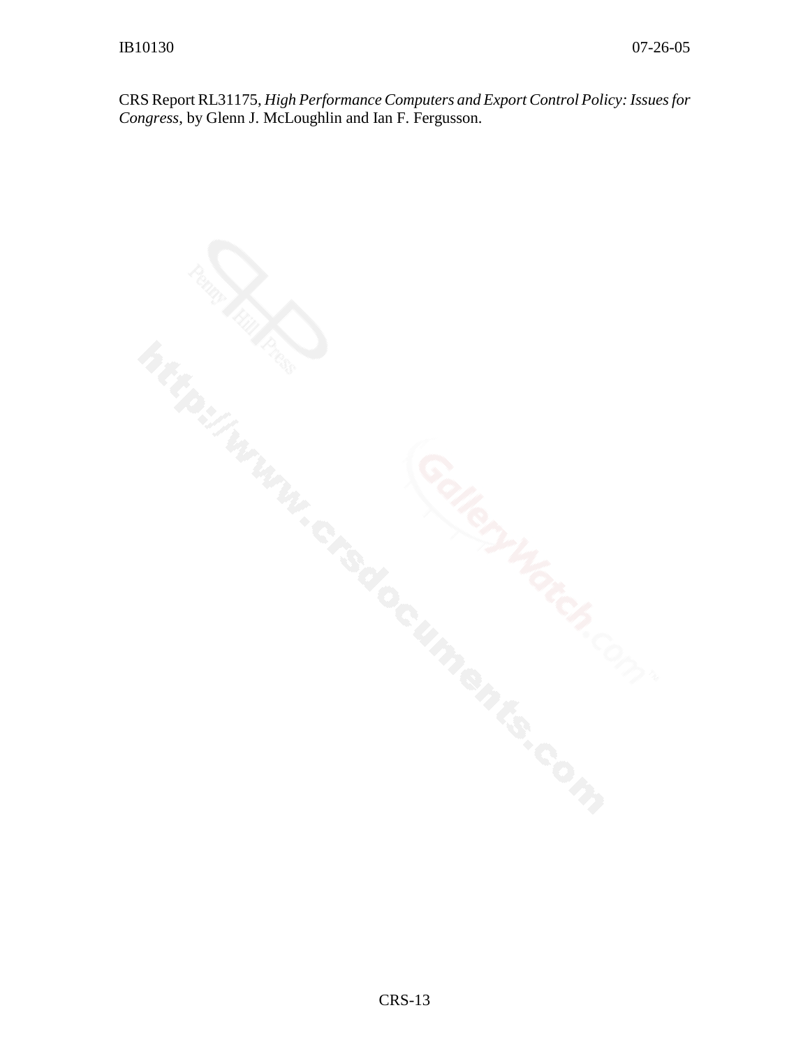CRS Report RL31175, *High Performance Computers and Export Control Policy: Issues for Congress*, by Glenn J. McLoughlin and Ian F. Fergusson.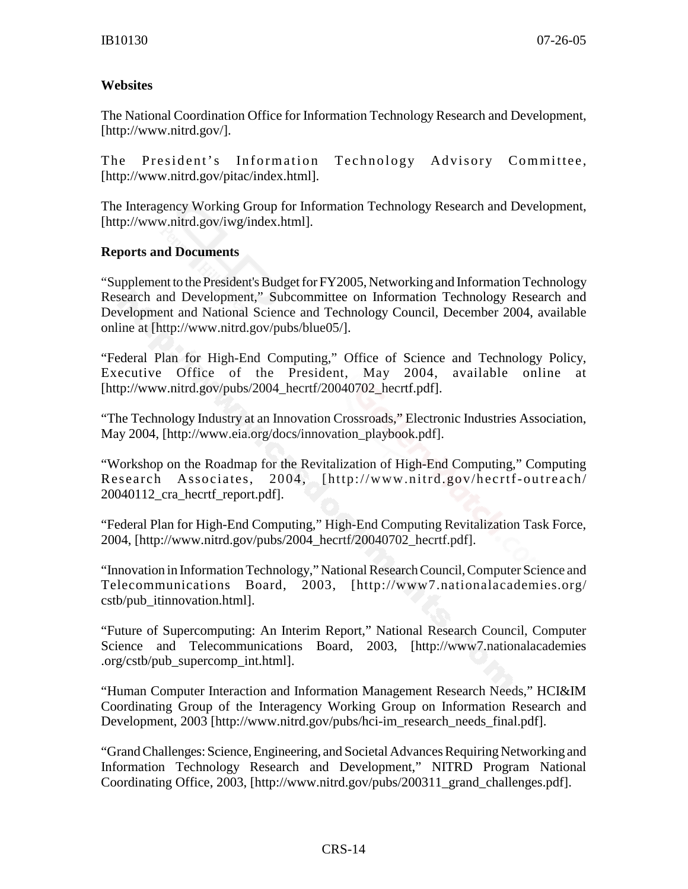**Websites**

The National Coordination Office for Information Technology Research and Development, [http://www.nitrd.gov/].

The President's Information Technology Advisory Committee, [http://www.nitrd.gov/pitac/index.html].

The Interagency Working Group for Information Technology Research and Development, [http://www.nitrd.gov/iwg/index.html].

**Reports and Documents**

"Supplement to the President's Budget for FY2005, Networking and Information Technology Research and Development," Subcommittee on Information Technology Research and Development and National Science and Technology Council, December 2004, available online at [http://www.nitrd.gov/pubs/blue05/].

"Federal Plan for High-End Computing," Office of Science and Technology Policy, Executive Office of the President, May 2004, available online at [http://www.nitrd.gov/pubs/2004_hecrtf/20040702_hecrtf.pdf].

"The Technology Industry at an Innovation Crossroads," Electronic Industries Association, May 2004, [http://www.eia.org/docs/innovation_playbook.pdf].

"Workshop on the Roadmap for the Revitalization of High-End Computing," Computing Research Associates, 2004, [http://www.nitrd.gov/hecrtf-outreach/20040112_cra_hecrtf_report.pdf].

"Federal Plan for High-End Computing," High-End Computing Revitalization Task Force, 2004, [http://www.nitrd.gov/pubs/2004_hecrtf/20040702_hecrtf.pdf].

"Innovation in Information Technology," National Research Council, Computer Science and Telecommunications Board, 2003, [http://www7.nationalacademies.org/cstb/pub_itinnovation.html].

"Future of Supercomputing: An Interim Report," National Research Council, Computer Science and Telecommunications Board, 2003, [http://www7.nationalacademies.org/cstb/pub_supercomp_int.html].

"Human Computer Interaction and Information Management Research Needs," HCI&IM Coordinating Group of the Interagency Working Group on Information Research and Development, 2003 [http://www.nitrd.gov/pubs/hci-im_research_needs_final.pdf].

"Grand Challenges: Science, Engineering, and Societal Advances Requiring Networking and Information Technology Research and Development," NITRD Program National Coordinating Office, 2003, [http://www.nitrd.gov/pubs/200311_grand_challenges.pdf].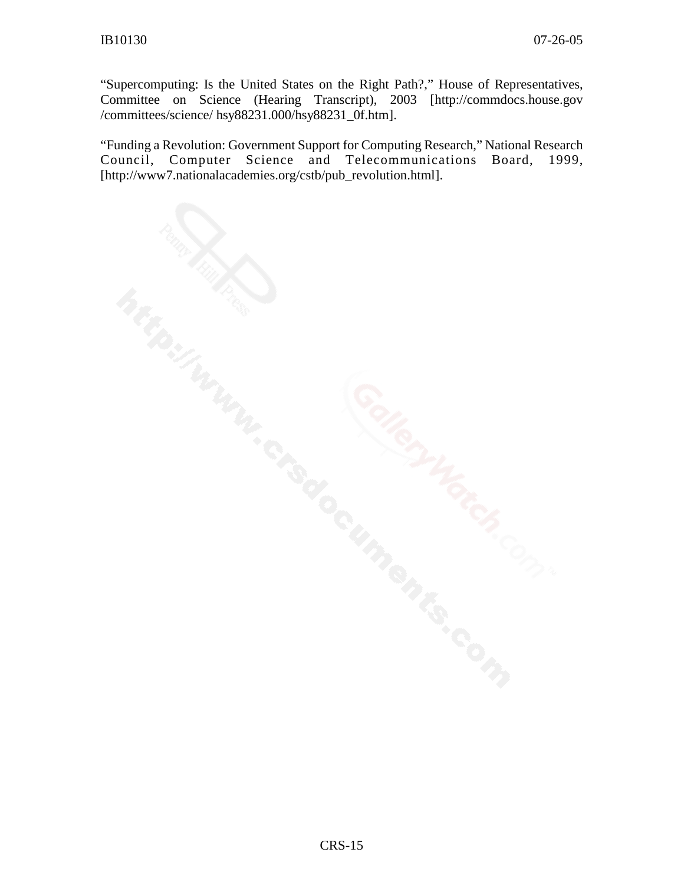"Supercomputing: Is the United States on the Right Path?," House of Representatives, Committee on Science (Hearing Transcript), 2003 [http://commdocs.house.gov /committees/science/ hsy88231.000/hsy88231_0f.htm].

"Funding a Revolution: Government Support for Computing Research," National Research Council, Computer Science and Telecommunications Board, 1999, [http://www7.nationalacademies.org/cstb/pub_revolution.html].